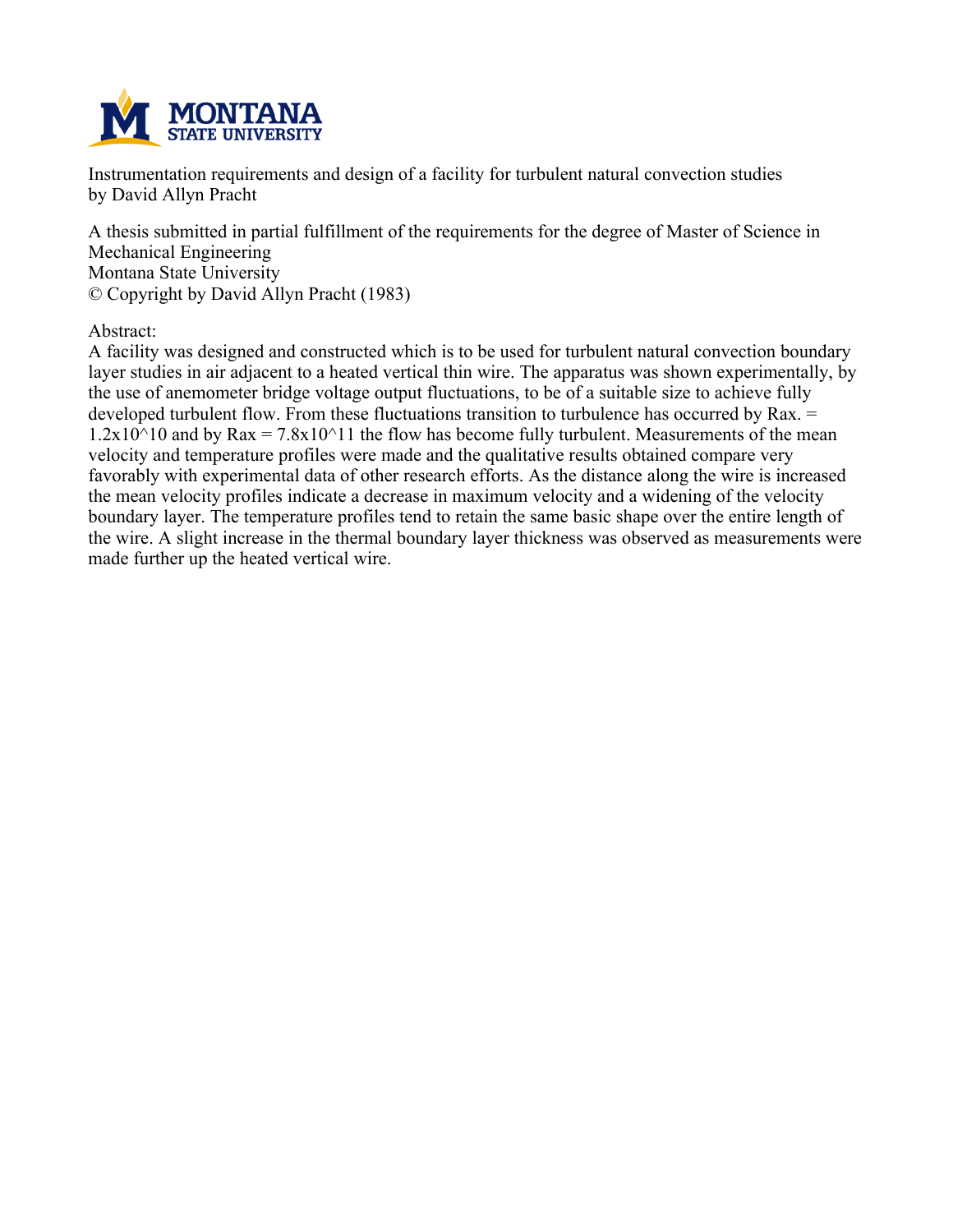Instrumentation requirements and design of a facility for turbulent natural convection studies
by David Allyn Pracht

A thesis submitted in partial fulfillment of the requirements for the degree of Master of Science in Mechanical Engineering
Montana State University
© Copyright by David Allyn Pracht (1983)

Abstract:
A facility was designed and constructed which is to be used for turbulent natural convection boundary layer studies in air adjacent to a heated vertical thin wire. The apparatus was shown experimentally, by the use of anemometer bridge voltage output fluctuations, to be of a suitable size to achieve fully developed turbulent flow. From these fluctuations transition to turbulence has occurred by Rax. = $1.2x10^{10}$ and by Rax = $7.8x10^{11}$ the flow has become fully turbulent. Measurements of the mean velocity and temperature profiles were made and the qualitative results obtained compare very favorably with experimental data of other research efforts. As the distance along the wire is increased the mean velocity profiles indicate a decrease in maximum velocity and a widening of the velocity boundary layer. The temperature profiles tend to retain the same basic shape over the entire length of the wire. A slight increase in the thermal boundary layer thickness was observed as measurements were made further up the heated vertical wire.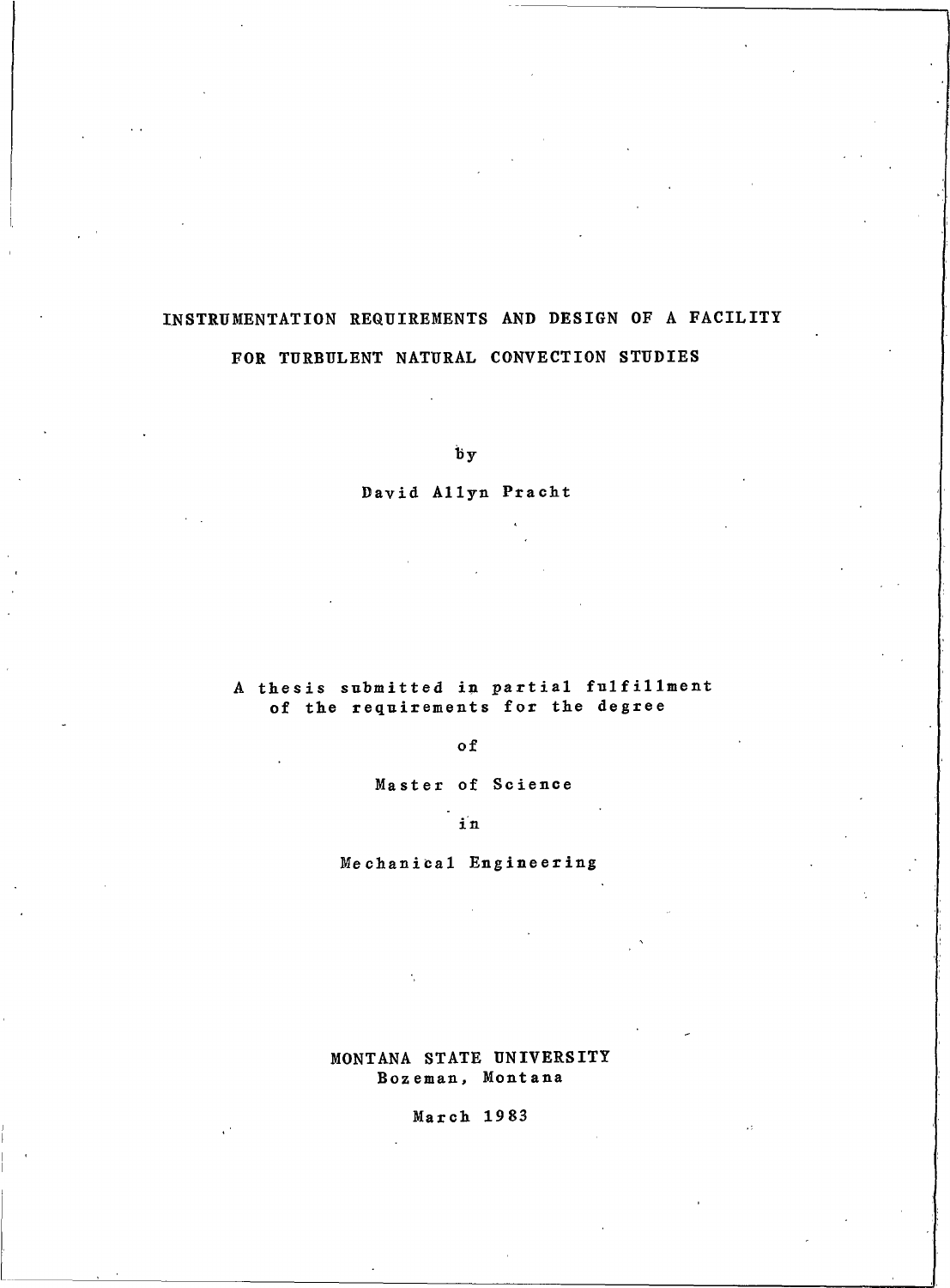# INSTRUMENTATION REQUIREMENTS AND DESIGN OF A FACILITY FOR TURBULENT NATURAL CONVECTION STUDIES

by

David Allyn Pracht

A thesis submitted in partial fulfillment of the requirements for the degree

of

Master of Science

in

Mechanical Engineering

MONTANA STATE UNIVERSITY
Bozeman, Montana

March 1983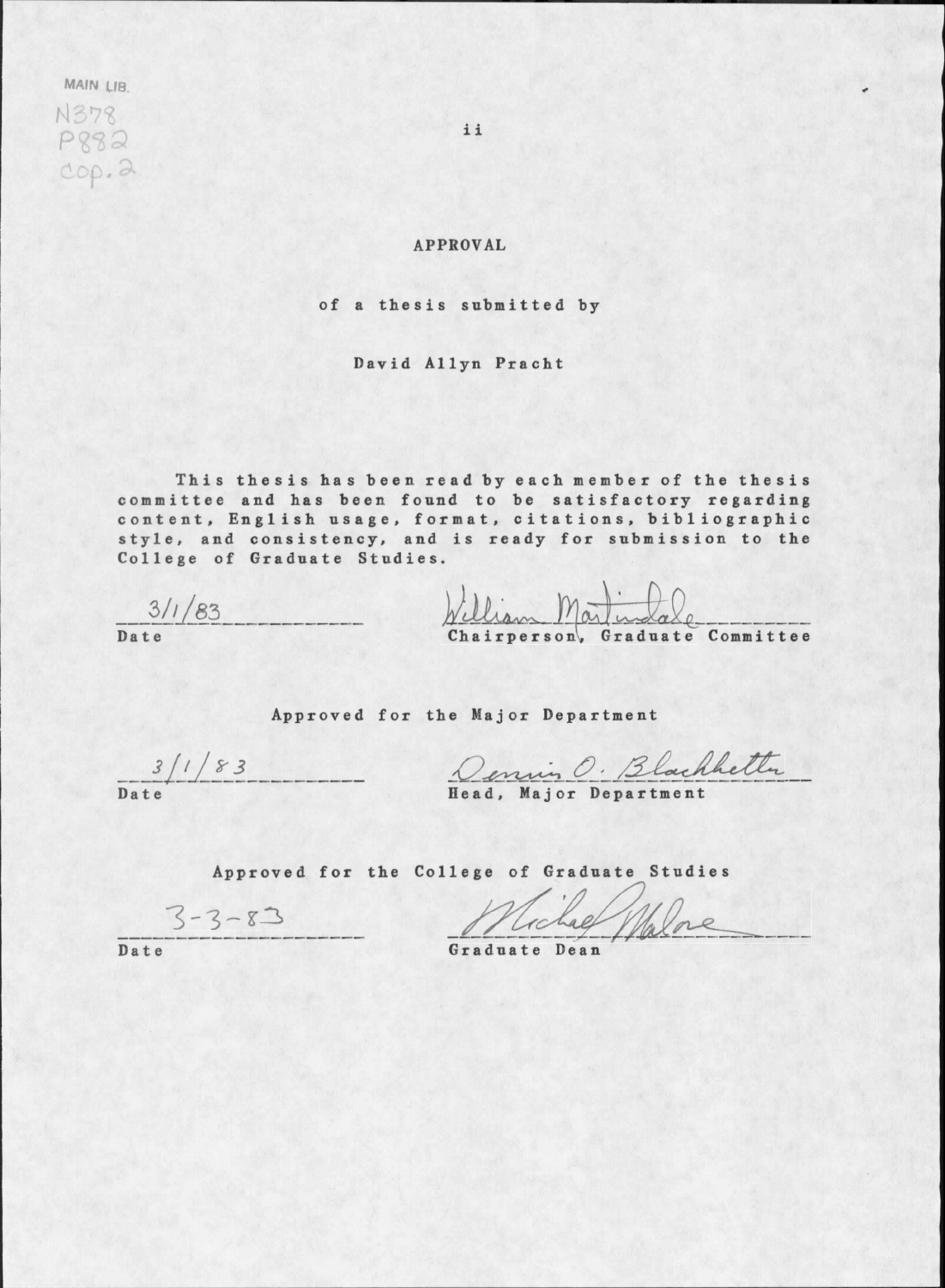MAIN LIB.
N378
P882
cop. 2

# APPROVAL

of a thesis submitted by

David Allyn Pracht

This thesis has been read by each member of the thesis committee and has been found to be satisfactory regarding content, English usage, format, citations, bibliographic style, and consistency, and is ready for submission to the College of Graduate Studies.

3/1/83 — Date

William Martindale — Chairperson, Graduate Committee

Approved for the Major Department

3/1/83 — Date

Dennis O. Blackketter — Head, Major Department

Approved for the College of Graduate Studies

3-3-83 — Date

Michael Malone — Graduate Dean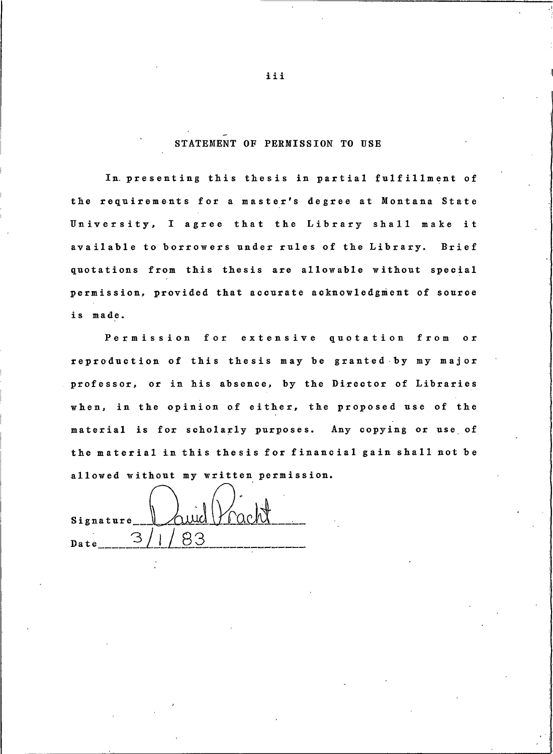## STATEMENT OF PERMISSION TO USE

In presenting this thesis in partial fulfillment of the requirements for a master's degree at Montana State University, I agree that the Library shall make it available to borrowers under rules of the Library. Brief quotations from this thesis are allowable without special permission, provided that accurate acknowledgment of source is made.

Permission for extensive quotation from or reproduction of this thesis may be granted by my major professor, or in his absence, by the Director of Libraries when, in the opinion of either, the proposed use of the material is for scholarly purposes. Any copying or use of the material in this thesis for financial gain shall not be allowed without my written permission.

Signature David Pracht

Date 3/1/83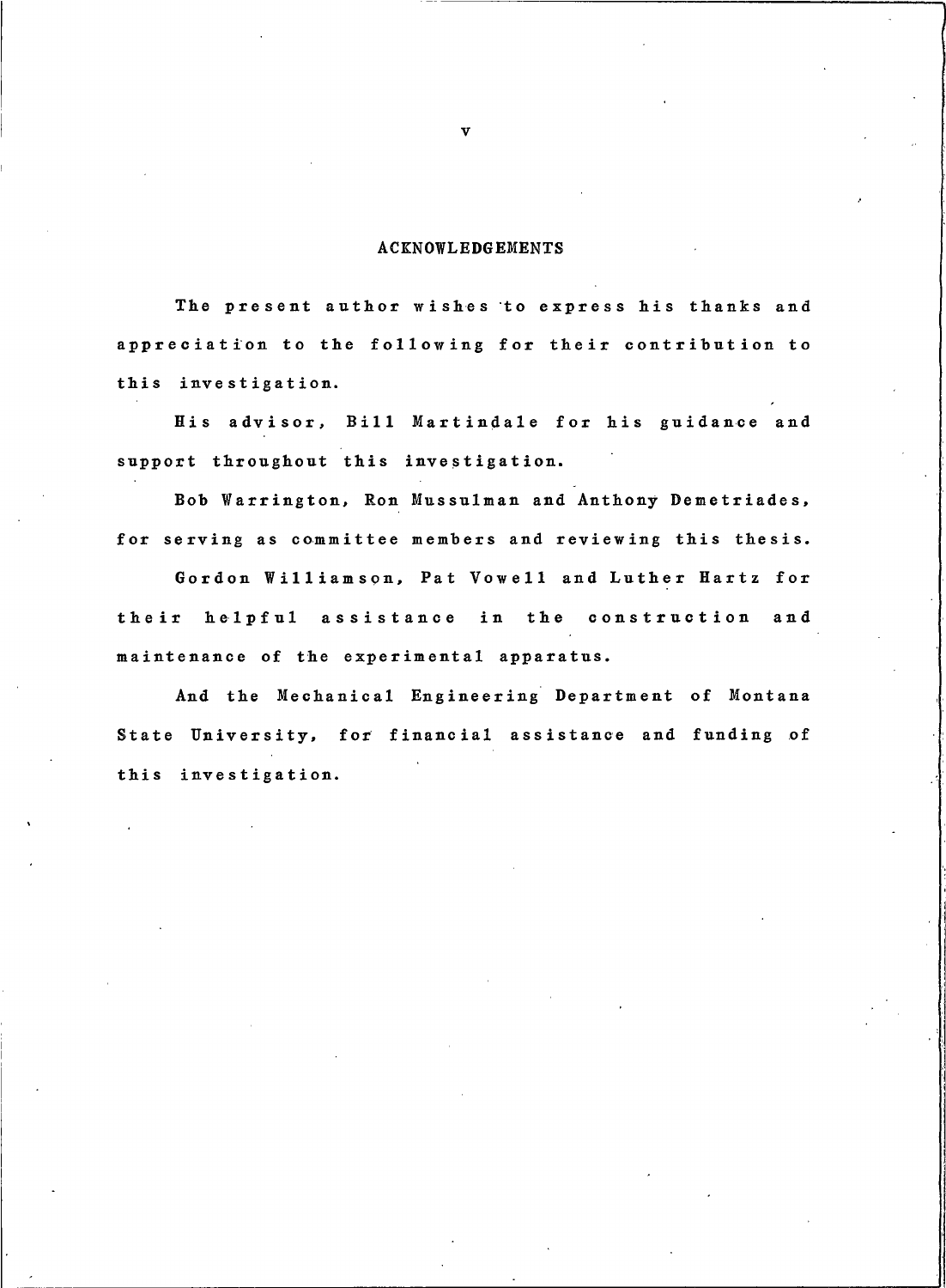## ACKNOWLEDGEMENTS

The present author wishes to express his thanks and appreciation to the following for their contribution to this investigation.

His advisor, Bill Martindale for his guidance and support throughout this investigation.

Bob Warrington, Ron Mussulman and Anthony Demetriades, for serving as committee members and reviewing this thesis.

Gordon Williamson, Pat Vowell and Luther Hartz for their helpful assistance in the construction and maintenance of the experimental apparatus.

And the Mechanical Engineering Department of Montana State University, for financial assistance and funding of this investigation.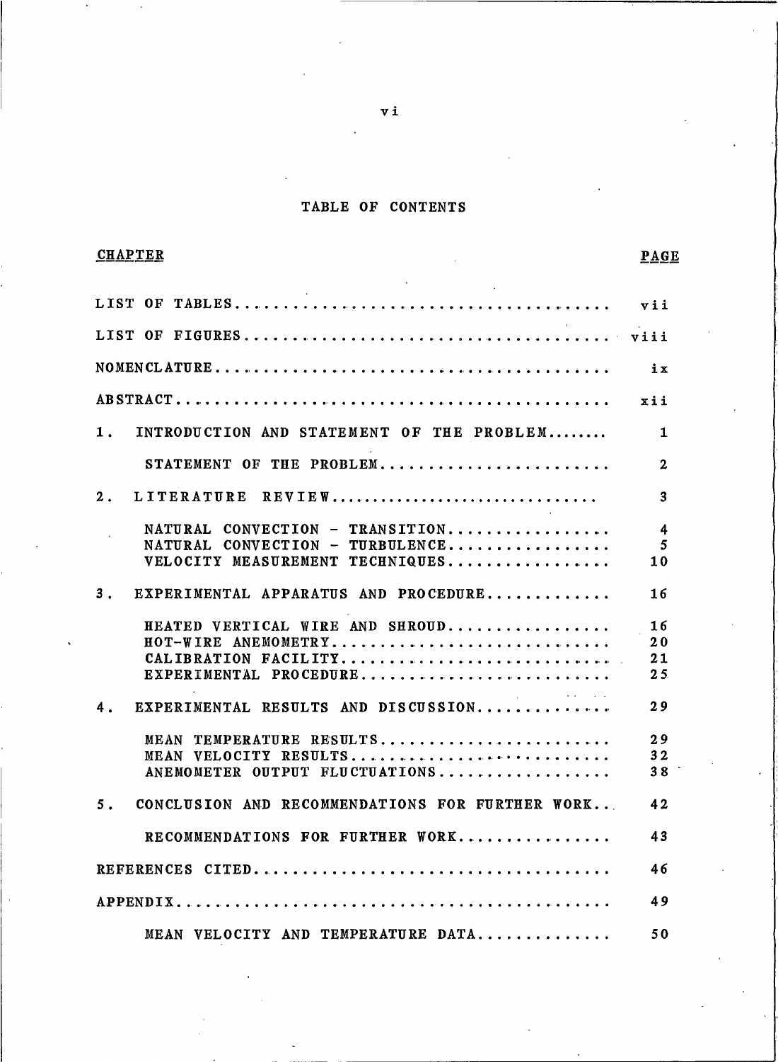# TABLE OF CONTENTS

| CHAPTER | PAGE |
|---|---|
| LIST OF TABLES | vii |
| LIST OF FIGURES | viii |
| NOMENCLATURE | ix |
| ABSTRACT | xii |
| 1. INTRODUCTION AND STATEMENT OF THE PROBLEM | 1 |
| STATEMENT OF THE PROBLEM | 2 |
| 2. LITERATURE REVIEW | 3 |
| NATURAL CONVECTION - TRANSITION | 4 |
| NATURAL CONVECTION - TURBULENCE | 5 |
| VELOCITY MEASUREMENT TECHNIQUES | 10 |
| 3. EXPERIMENTAL APPARATUS AND PROCEDURE | 16 |
| HEATED VERTICAL WIRE AND SHROUD | 16 |
| HOT-WIRE ANEMOMETRY | 20 |
| CALIBRATION FACILITY | 21 |
| EXPERIMENTAL PROCEDURE | 25 |
| 4. EXPERIMENTAL RESULTS AND DISCUSSION | 29 |
| MEAN TEMPERATURE RESULTS | 29 |
| MEAN VELOCITY RESULTS | 32 |
| ANEMOMETER OUTPUT FLUCTUATIONS | 38 |
| 5. CONCLUSION AND RECOMMENDATIONS FOR FURTHER WORK | 42 |
| RECOMMENDATIONS FOR FURTHER WORK | 43 |
| REFERENCES CITED | 46 |
| APPENDIX | 49 |
| MEAN VELOCITY AND TEMPERATURE DATA | 50 |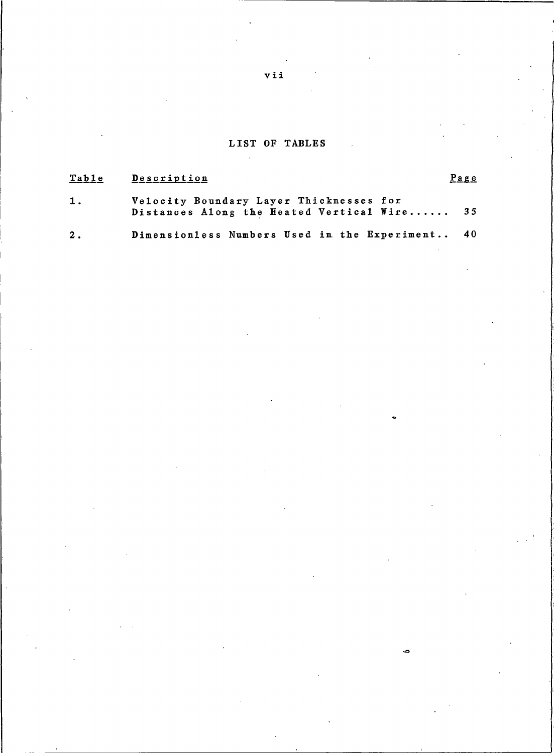# LIST OF TABLES

| Table | Description | Page |
|---|---|---|
| 1. | Velocity Boundary Layer Thicknesses for Distances Along the Heated Vertical Wire...... | 35 |
| 2. | Dimensionless Numbers Used in the Experiment.. | 40 |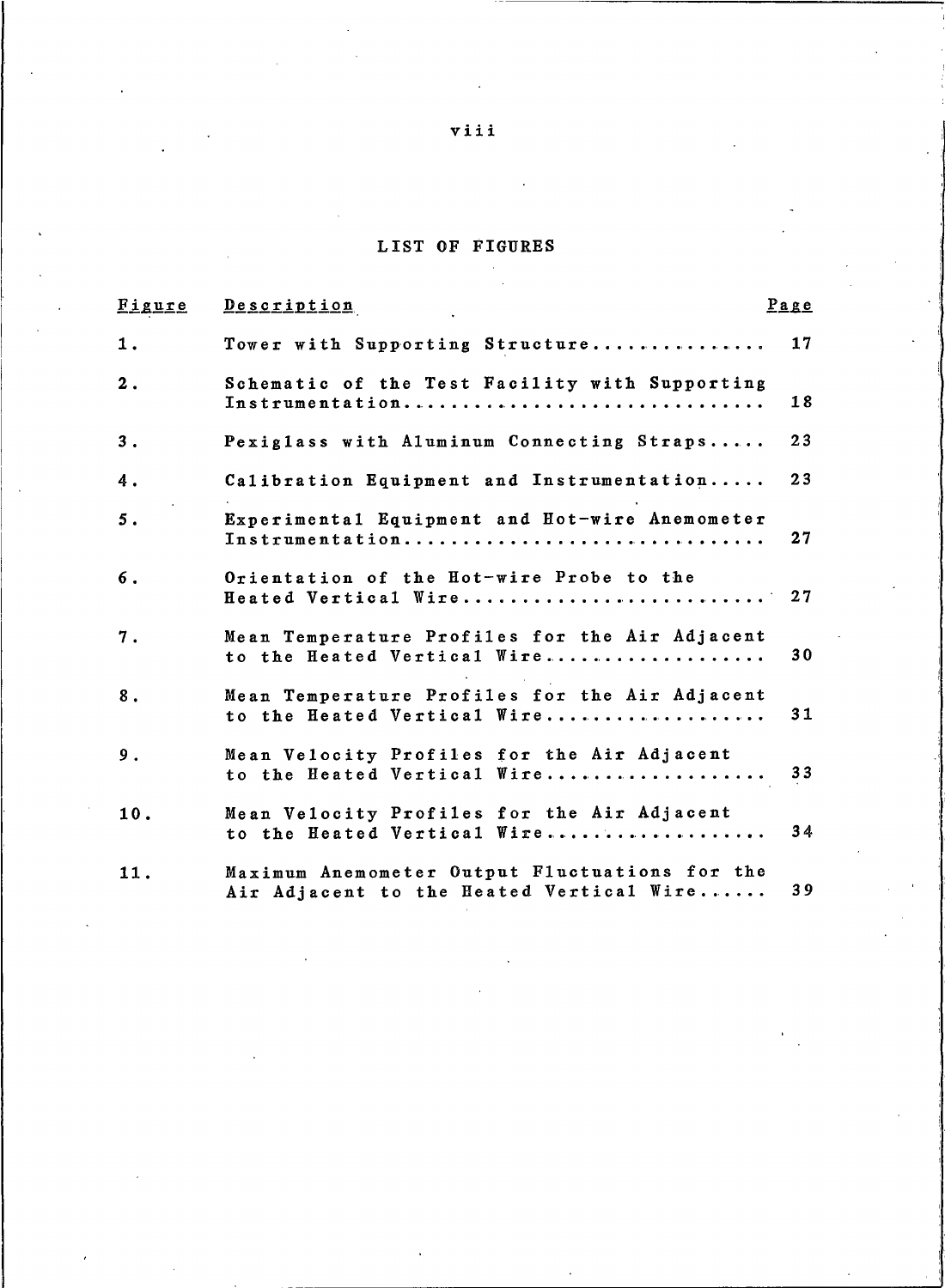# LIST OF FIGURES

| Figure | Description | Page |
|---|---|---|
| 1. | Tower with Supporting Structure | 17 |
| 2. | Schematic of the Test Facility with Supporting Instrumentation | 18 |
| 3. | Pexiglass with Aluminum Connecting Straps | 23 |
| 4. | Calibration Equipment and Instrumentation | 23 |
| 5. | Experimental Equipment and Hot-wire Anemometer Instrumentation | 27 |
| 6. | Orientation of the Hot-wire Probe to the Heated Vertical Wire | 27 |
| 7. | Mean Temperature Profiles for the Air Adjacent to the Heated Vertical Wire | 30 |
| 8. | Mean Temperature Profiles for the Air Adjacent to the Heated Vertical Wire | 31 |
| 9. | Mean Velocity Profiles for the Air Adjacent to the Heated Vertical Wire | 33 |
| 10. | Mean Velocity Profiles for the Air Adjacent to the Heated Vertical Wire | 34 |
| 11. | Maximum Anemometer Output Fluctuations for the Air Adjacent to the Heated Vertical Wire | 39 |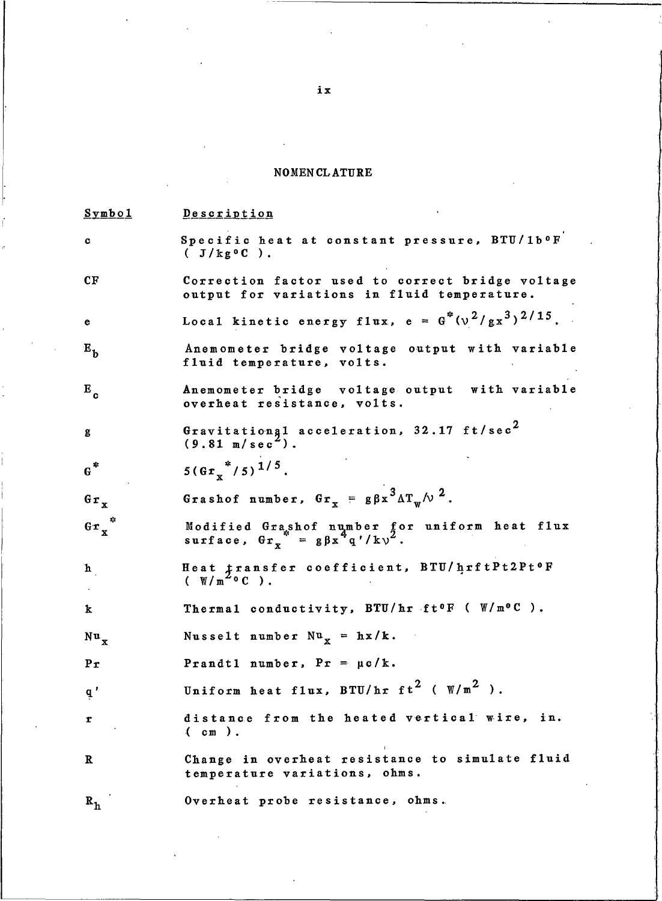# NOMENCLATURE

| Symbol | Description |
| --- | --- |
| $c$ | Specific heat at constant pressure, BTU/lb°F ( J/kg°C ). |
| CF | Correction factor used to correct bridge voltage output for variations in fluid temperature. |
| $e$ | Local kinetic energy flux, $e = G^{*}(\nu^2/gx^3)^{2/15}$. |
| $E_b$ | Anemometer bridge voltage output with variable fluid temperature, volts. |
| $E_c$ | Anemometer bridge voltage output with variable overheat resistance, volts. |
| $g$ | Gravitational acceleration, 32.17 ft/sec$^2$ (9.81 m/sec$^2$). |
| $G^{*}$ | $5(Gr_x^{*}/5)^{1/5}$. |
| $Gr_x$ | Grashof number, $Gr_x = g\beta x^3 \Delta T_w/\nu^2$. |
| $Gr_x^{*}$ | Modified Grashof number for uniform heat flux surface, $Gr_x^{*} = g\beta x^4 q'/k\nu^2$. |
| $h$ | Heat transfer coefficient, BTU/hrftPt2Pt°F ( W/m$^2$°C ). |
| $k$ | Thermal conductivity, BTU/hr ft°F ( W/m°C ). |
| $Nu_x$ | Nusselt number $Nu_x = hx/k$. |
| Pr | Prandtl number, $Pr = \mu c/k$. |
| $q'$ | Uniform heat flux, BTU/hr ft$^2$ ( W/m$^2$ ). |
| $r$ | distance from the heated vertical wire, in. ( cm ). |
| $R$ | Change in overheat resistance to simulate fluid temperature variations, ohms. |
| $R_h$ | Overheat probe resistance, ohms. |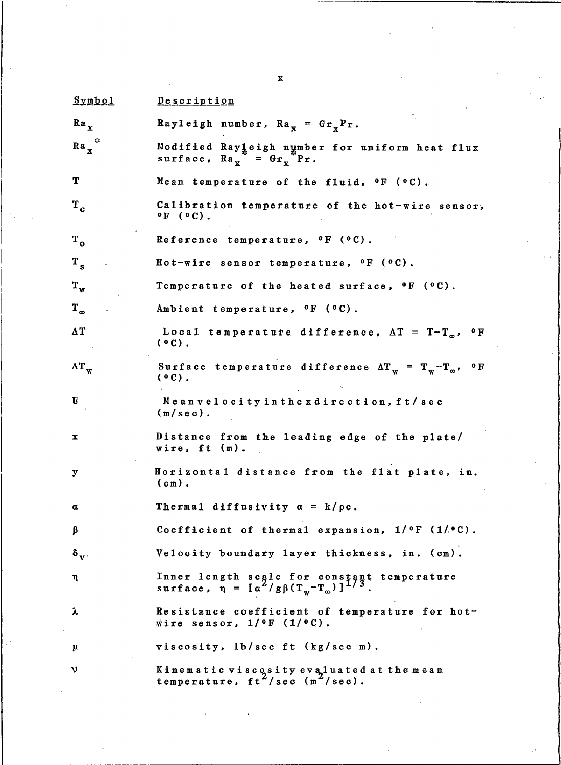| Symbol | Description |
|---|---|
| $Ra_x$ | Rayleigh number, $Ra_x = Gr_x Pr$. |
| $Ra_x^*$ | Modified Rayleigh number for uniform heat flux surface, $Ra_x^* = Gr_x^* Pr$. |
| $T$ | Mean temperature of the fluid, °F (°C). |
| $T_c$ | Calibration temperature of the hot-wire sensor, °F (°C). |
| $T_o$ | Reference temperature, °F (°C). |
| $T_s$ | Hot-wire sensor temperature, °F (°C). |
| $T_w$ | Temperature of the heated surface, °F (°C). |
| $T_\infty$ | Ambient temperature, °F (°C). |
| $\Delta T$ | Local temperature difference, $\Delta T = T - T_\infty$, °F (°C). |
| $\Delta T_w$ | Surface temperature difference $\Delta T_w = T_w - T_\infty$, °F (°C). |
| $U$ | Mean velocity in the x direction, ft/sec (m/sec). |
| $x$ | Distance from the leading edge of the plate/wire, ft (m). |
| $y$ | Horizontal distance from the flat plate, in. (cm). |
| $\alpha$ | Thermal diffusivity $\alpha = k/\rho c$. |
| $\beta$ | Coefficient of thermal expansion, 1/°F (1/°C). |
| $\delta_v$ | Velocity boundary layer thickness, in. (cm). |
| $\eta$ | Inner length scale for constant temperature surface, $\eta = [\alpha^2/g\beta(T_w - T_\infty)]^{1/3}$. |
| $\lambda$ | Resistance coefficient of temperature for hot-wire sensor, 1/°F (1/°C). |
| $\mu$ | viscosity, lb/sec ft (kg/sec m). |
| $\nu$ | Kinematic viscosity evaluated at the mean temperature, ft$^2$/sec (m$^2$/sec). |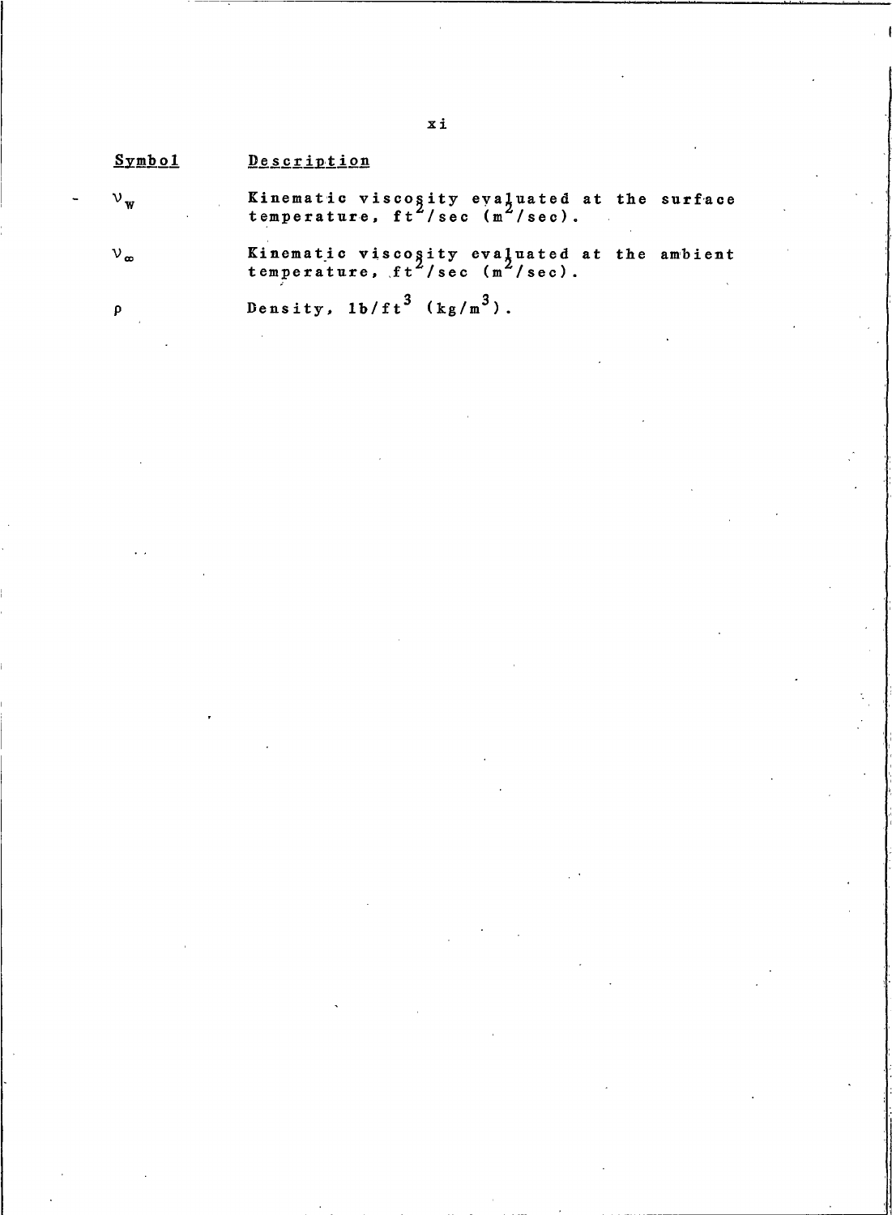| Symbol | Description |
|---|---|
| $\nu_w$ | Kinematic viscosity evaluated at the surface temperature, $ft^2/sec$ ($m^2/sec$). |
| $\nu_\infty$ | Kinematic viscosity evaluated at the ambient temperature, $ft^2/sec$ ($m^2/sec$). |
| $\rho$ | Density, $lb/ft^3$ ($kg/m^3$). |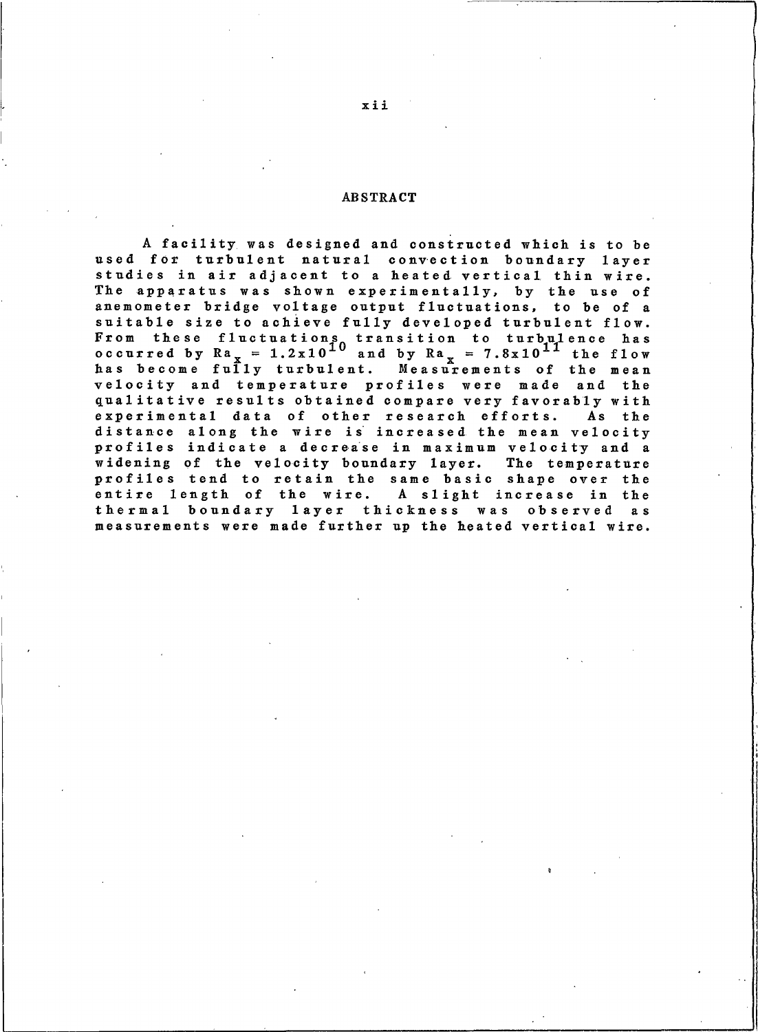## ABSTRACT

A facility was designed and constructed which is to be used for turbulent natural convection boundary layer studies in air adjacent to a heated vertical thin wire. The apparatus was shown experimentally, by the use of anemometer bridge voltage output fluctuations, to be of a suitable size to achieve fully developed turbulent flow. From these fluctuations transition to turbulence has occurred by $Ra_x = 1.2 \times 10^{10}$ and by $Ra_x = 7.8 \times 10^{11}$ the flow has become fully turbulent. Measurements of the mean velocity and temperature profiles were made and the qualitative results obtained compare very favorably with experimental data of other research efforts. As the distance along the wire is increased the mean velocity profiles indicate a decrease in maximum velocity and a widening of the velocity boundary layer. The temperature profiles tend to retain the same basic shape over the entire length of the wire. A slight increase in the thermal boundary layer thickness was observed as measurements were made further up the heated vertical wire.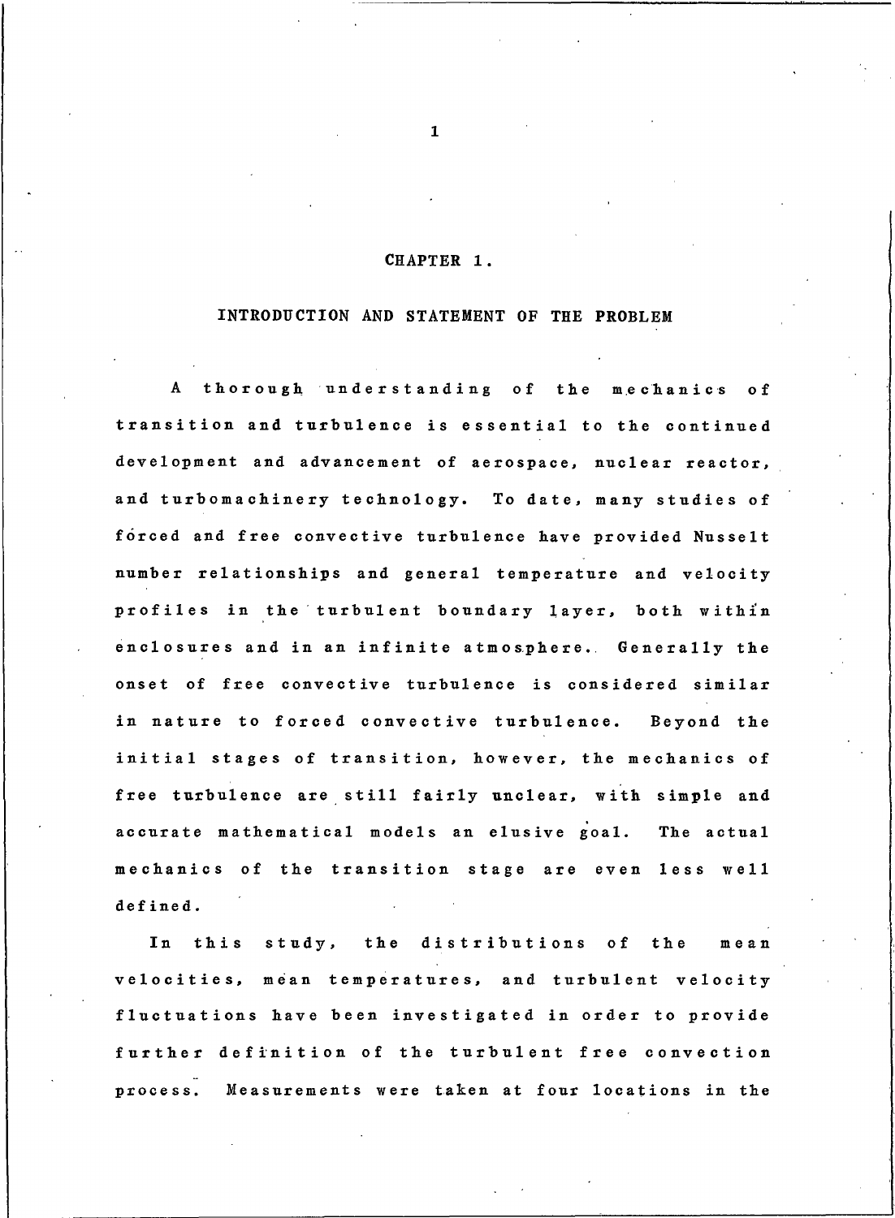# CHAPTER 1.

## INTRODUCTION AND STATEMENT OF THE PROBLEM

A thorough understanding of the mechanics of transition and turbulence is essential to the continued development and advancement of aerospace, nuclear reactor, and turbomachinery technology. To date, many studies of forced and free convective turbulence have provided Nusselt number relationships and general temperature and velocity profiles in the turbulent boundary layer, both within enclosures and in an infinite atmosphere. Generally the onset of free convective turbulence is considered similar in nature to forced convective turbulence. Beyond the initial stages of transition, however, the mechanics of free turbulence are still fairly unclear, with simple and accurate mathematical models an elusive goal. The actual mechanics of the transition stage are even less well defined.

In this study, the distributions of the mean velocities, mean temperatures, and turbulent velocity fluctuations have been investigated in order to provide further definition of the turbulent free convection process. Measurements were taken at four locations in the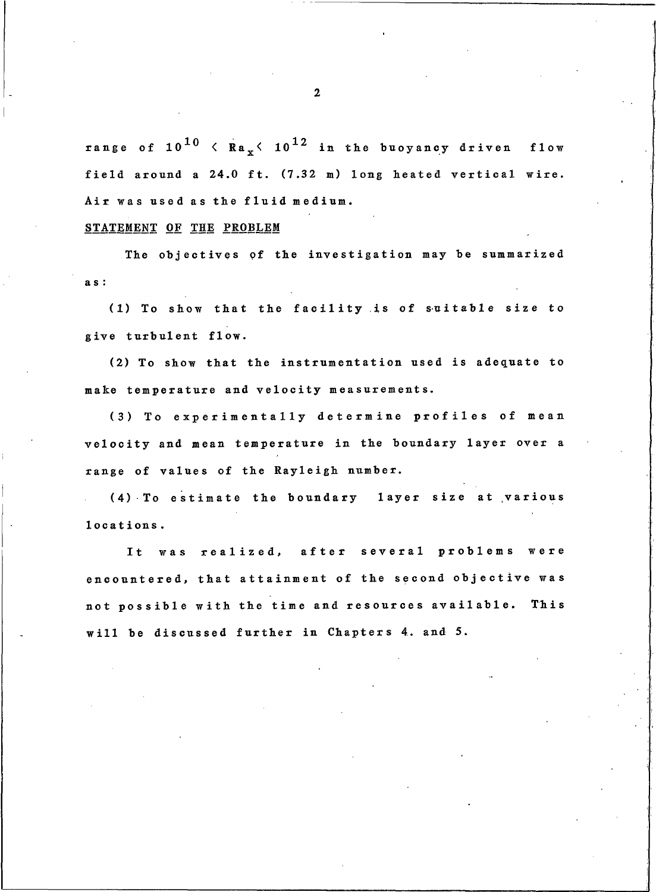range of $10^{10} < Ra_x < 10^{12}$ in the buoyancy driven flow field around a 24.0 ft. (7.32 m) long heated vertical wire. Air was used as the fluid medium.

## STATEMENT OF THE PROBLEM

The objectives of the investigation may be summarized as:

(1) To show that the facility is of suitable size to give turbulent flow.

(2) To show that the instrumentation used is adequate to make temperature and velocity measurements.

(3) To experimentally determine profiles of mean velocity and mean temperature in the boundary layer over a range of values of the Rayleigh number.

(4) To estimate the boundary layer size at various locations.

It was realized, after several problems were encountered, that attainment of the second objective was not possible with the time and resources available. This will be discussed further in Chapters 4. and 5.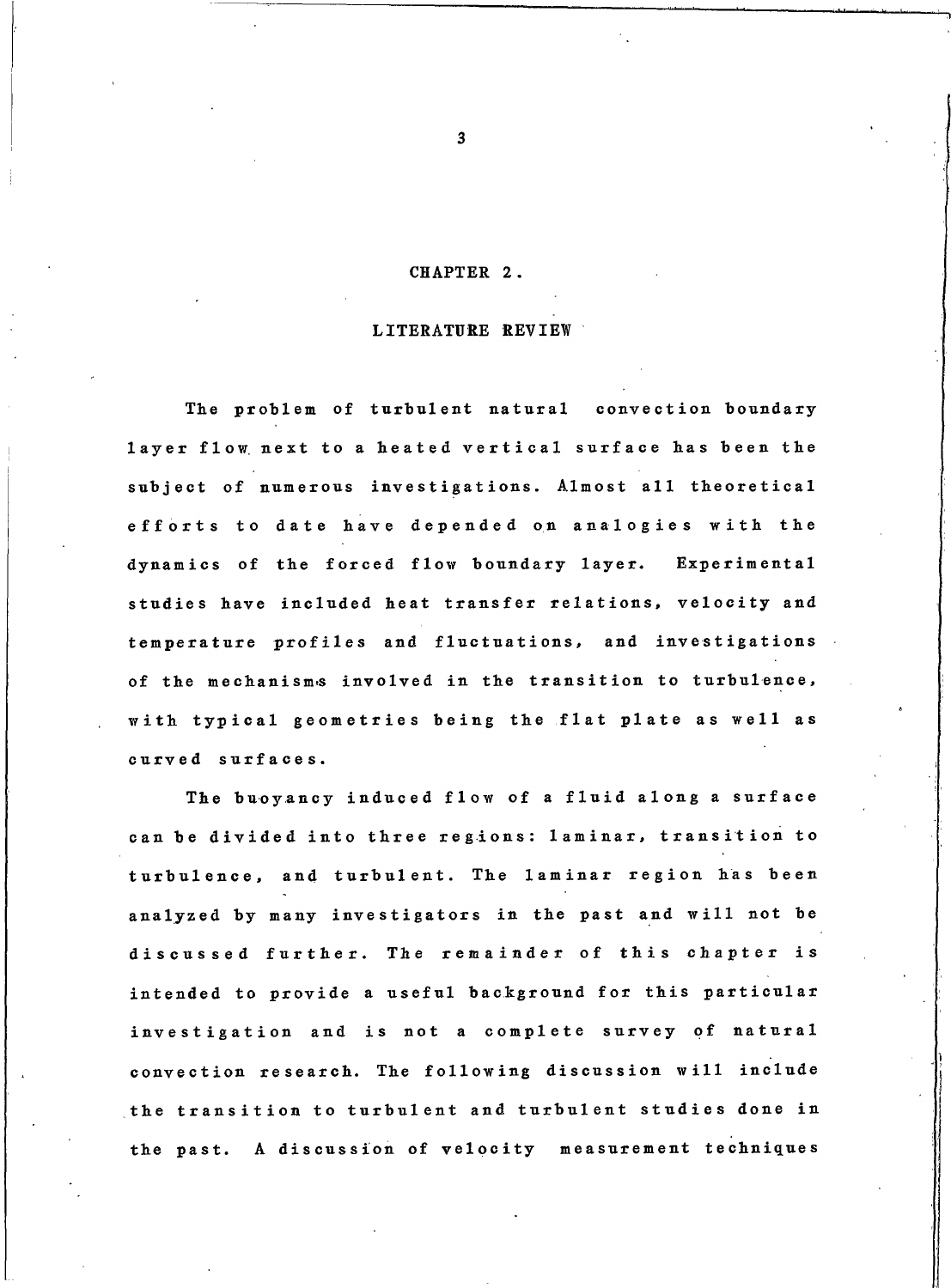# CHAPTER 2.

## LITERATURE REVIEW

The problem of turbulent natural convection boundary layer flow next to a heated vertical surface has been the subject of numerous investigations. Almost all theoretical efforts to date have depended on analogies with the dynamics of the forced flow boundary layer. Experimental studies have included heat transfer relations, velocity and temperature profiles and fluctuations, and investigations of the mechanisms involved in the transition to turbulence, with typical geometries being the flat plate as well as curved surfaces.

The buoyancy induced flow of a fluid along a surface can be divided into three regions: laminar, transition to turbulence, and turbulent. The laminar region has been analyzed by many investigators in the past and will not be discussed further. The remainder of this chapter is intended to provide a useful background for this particular investigation and is not a complete survey of natural convection research. The following discussion will include the transition to turbulent and turbulent studies done in the past. A discussion of velocity measurement techniques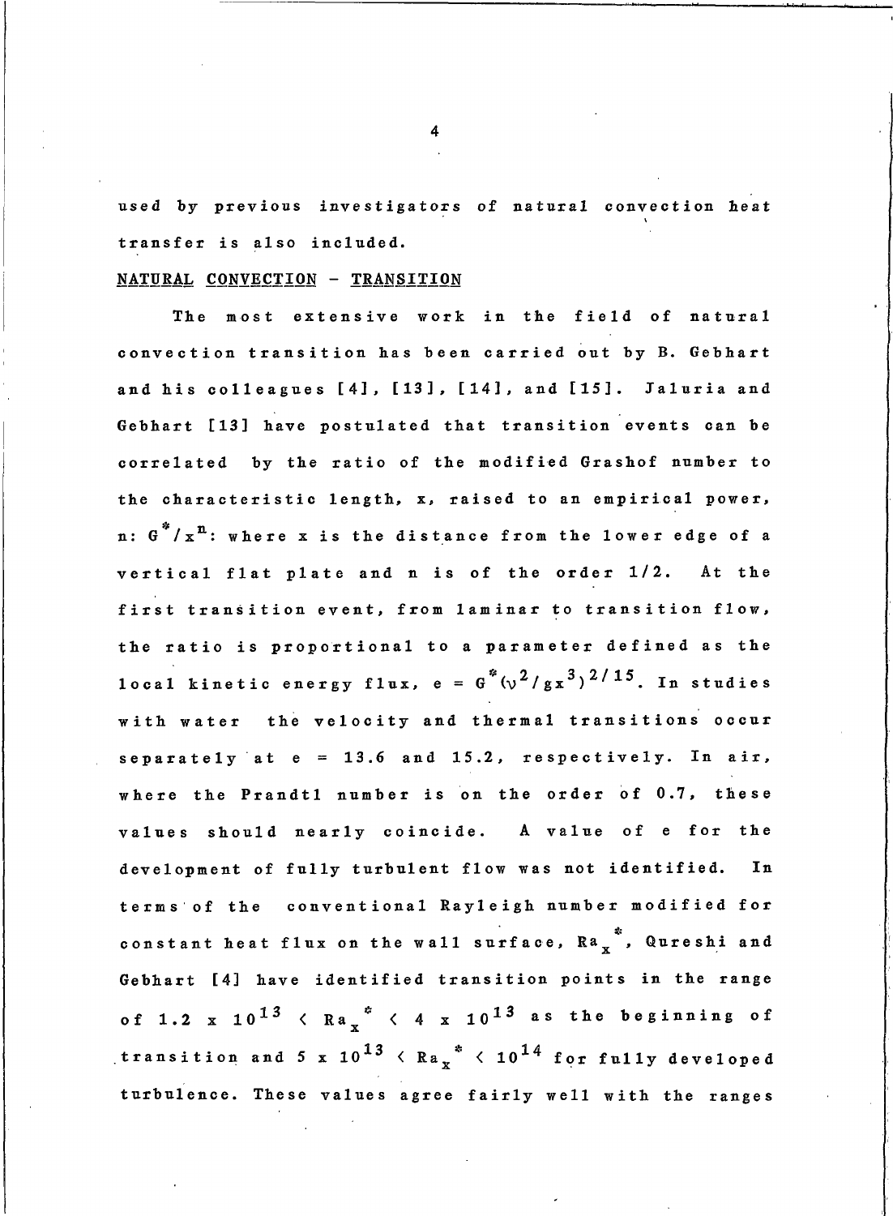used by previous investigators of natural convection heat transfer is also included.

## NATURAL CONVECTION - TRANSITION

The most extensive work in the field of natural convection transition has been carried out by B. Gebhart and his colleagues [4], [13], [14], and [15]. Jaluria and Gebhart [13] have postulated that transition events can be correlated by the ratio of the modified Grashof number to the characteristic length, x, raised to an empirical power, n: $G^*/x^n$: where x is the distance from the lower edge of a vertical flat plate and n is of the order 1/2. At the first transition event, from laminar to transition flow, the ratio is proportional to a parameter defined as the local kinetic energy flux, $e = G^*(\nu^2/gx^3)^{2/15}$. In studies with water the velocity and thermal transitions occur separately at e = 13.6 and 15.2, respectively. In air, where the Prandtl number is on the order of 0.7, these values should nearly coincide. A value of e for the development of fully turbulent flow was not identified. In terms of the conventional Rayleigh number modified for constant heat flux on the wall surface, $Ra_x^*$, Qureshi and Gebhart [4] have identified transition points in the range of $1.2 \times 10^{13} < Ra_x^* < 4 \times 10^{13}$ as the beginning of transition and $5 \times 10^{13} < Ra_x^* < 10^{14}$ for fully developed turbulence. These values agree fairly well with the ranges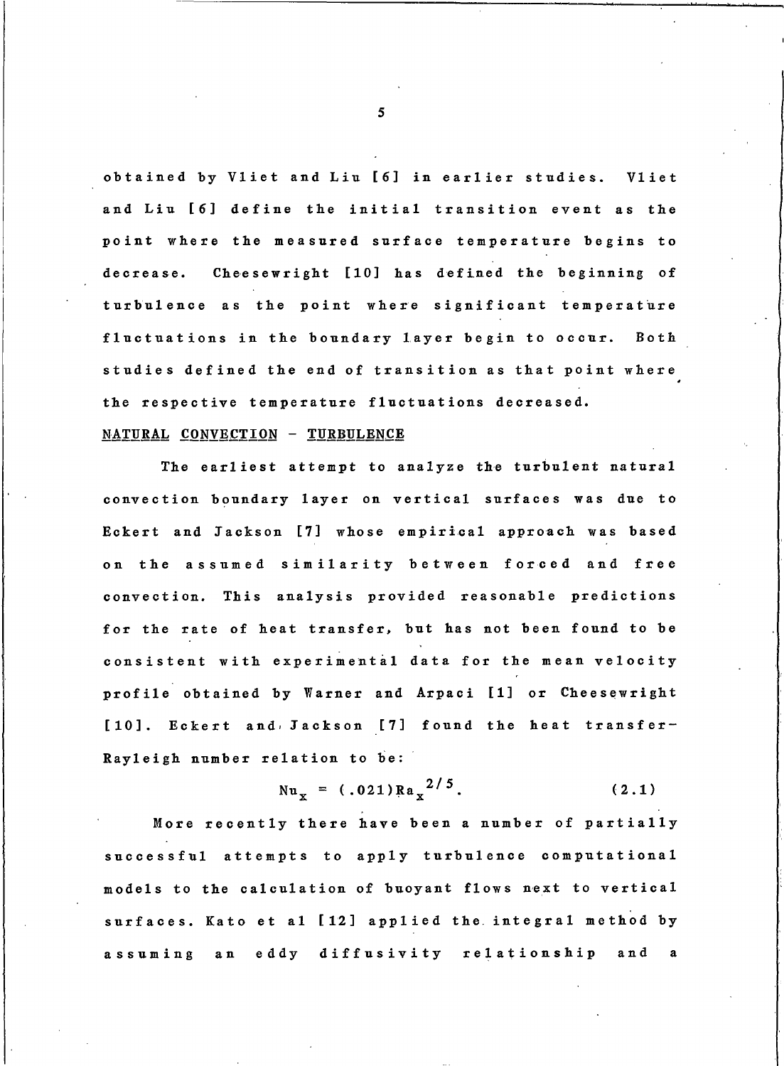obtained by Vliet and Liu [6] in earlier studies. Vliet and Liu [6] define the initial transition event as the point where the measured surface temperature begins to decrease. Cheesewright [10] has defined the beginning of turbulence as the point where significant temperature fluctuations in the boundary layer begin to occur. Both studies defined the end of transition as that point where the respective temperature fluctuations decreased.

## NATURAL CONVECTION - TURBULENCE

The earliest attempt to analyze the turbulent natural convection boundary layer on vertical surfaces was due to Eckert and Jackson [7] whose empirical approach was based on the assumed similarity between forced and free convection. This analysis provided reasonable predictions for the rate of heat transfer, but has not been found to be consistent with experimental data for the mean velocity profile obtained by Warner and Arpaci [1] or Cheesewright [10]. Eckert and Jackson [7] found the heat transfer-Rayleigh number relation to be:

$$Nu_x = (.021)Ra_x^{2/5}. \tag{2.1}$$

More recently there have been a number of partially successful attempts to apply turbulence computational models to the calculation of buoyant flows next to vertical surfaces. Kato et al [12] applied the integral method by assuming an eddy diffusivity relationship and a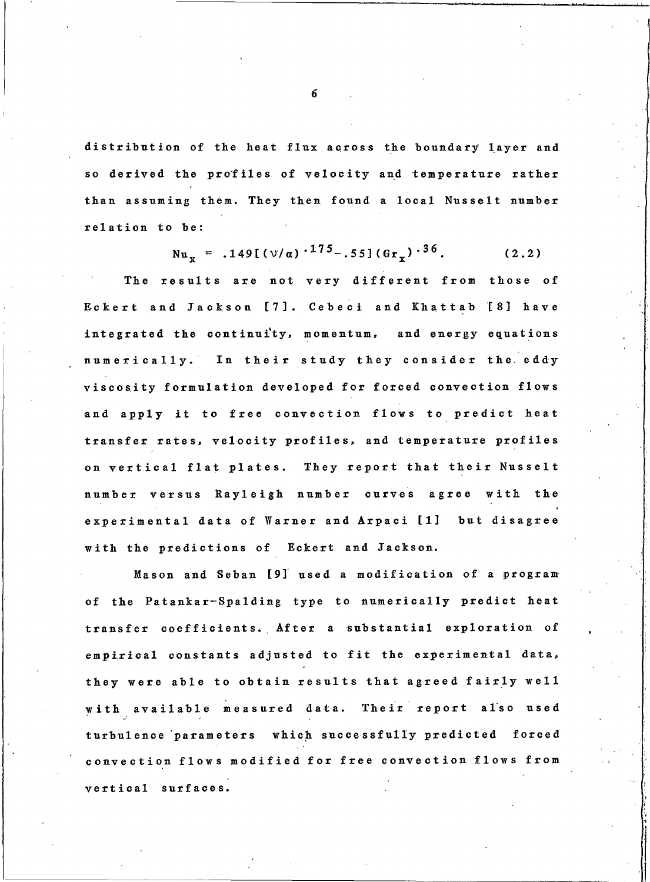distribution of the heat flux across the boundary layer and so derived the profiles of velocity and temperature rather than assuming them. They then found a local Nusselt number relation to be:

$$Nu_x = .149[(\nu/\alpha)^{.175} - .55](Gr_x)^{.36}. \qquad (2.2)$$

The results are not very different from those of Eckert and Jackson [7]. Cebeci and Khattab [8] have integrated the continuity, momentum, and energy equations numerically. In their study they consider the eddy viscosity formulation developed for forced convection flows and apply it to free convection flows to predict heat transfer rates, velocity profiles, and temperature profiles on vertical flat plates. They report that their Nusselt number versus Rayleigh number curves agree with the experimental data of Warner and Arpaci [1] but disagree with the predictions of Eckert and Jackson.

Mason and Seban [9] used a modification of a program of the Patankar-Spalding type to numerically predict heat transfer coefficients. After a substantial exploration of empirical constants adjusted to fit the experimental data, they were able to obtain results that agreed fairly well with available measured data. Their report also used turbulence parameters which successfully predicted forced convection flows modified for free convection flows from vertical surfaces.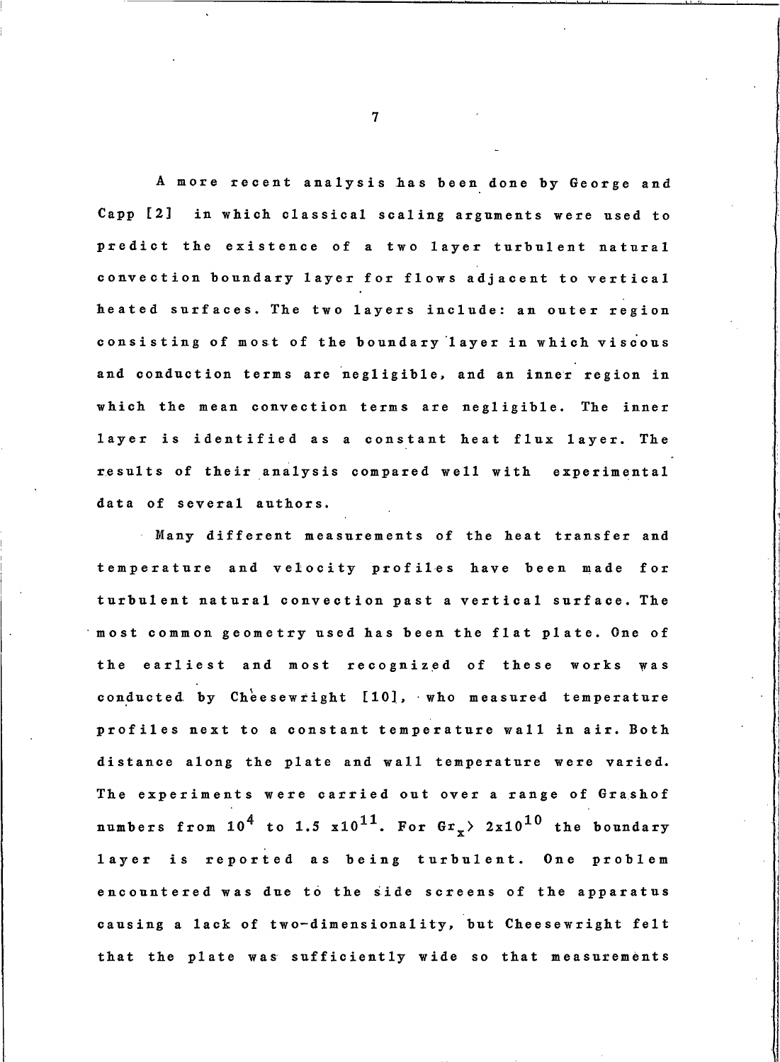A more recent analysis has been done by George and Capp [2] in which classical scaling arguments were used to predict the existence of a two layer turbulent natural convection boundary layer for flows adjacent to vertical heated surfaces. The two layers include: an outer region consisting of most of the boundary layer in which viscous and conduction terms are negligible, and an inner region in which the mean convection terms are negligible. The inner layer is identified as a constant heat flux layer. The results of their analysis compared well with experimental data of several authors.

Many different measurements of the heat transfer and temperature and velocity profiles have been made for turbulent natural convection past a vertical surface. The most common geometry used has been the flat plate. One of the earliest and most recognized of these works was conducted by Cheesewright [10], who measured temperature profiles next to a constant temperature wall in air. Both distance along the plate and wall temperature were varied. The experiments were carried out over a range of Grashof numbers from $10^4$ to $1.5 \times 10^{11}$. For $Gr_x > 2 \times 10^{10}$ the boundary layer is reported as being turbulent. One problem encountered was due to the side screens of the apparatus causing a lack of two-dimensionality, but Cheesewright felt that the plate was sufficiently wide so that measurements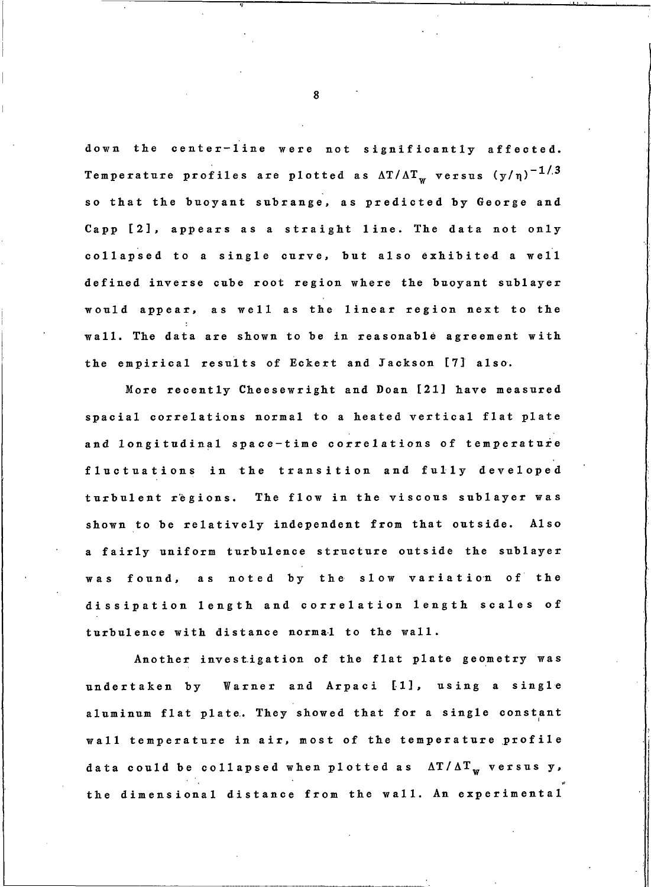down the center-line were not significantly affected. Temperature profiles are plotted as $\Delta T/\Delta T_w$ versus $(y/\eta)^{-1/3}$ so that the buoyant subrange, as predicted by George and Capp [2], appears as a straight line. The data not only collapsed to a single curve, but also exhibited a well defined inverse cube root region where the buoyant sublayer would appear, as well as the linear region next to the wall. The data are shown to be in reasonable agreement with the empirical results of Eckert and Jackson [7] also.

More recently Cheesewright and Doan [21] have measured spacial correlations normal to a heated vertical flat plate and longitudinal space-time correlations of temperature fluctuations in the transition and fully developed turbulent regions. The flow in the viscous sublayer was shown to be relatively independent from that outside. Also a fairly uniform turbulence structure outside the sublayer was found, as noted by the slow variation of the dissipation length and correlation length scales of turbulence with distance normal to the wall.

Another investigation of the flat plate geometry was undertaken by Warner and Arpaci [1], using a single aluminum flat plate. They showed that for a single constant wall temperature in air, most of the temperature profile data could be collapsed when plotted as $\Delta T/\Delta T_w$ versus y, the dimensional distance from the wall. An experimental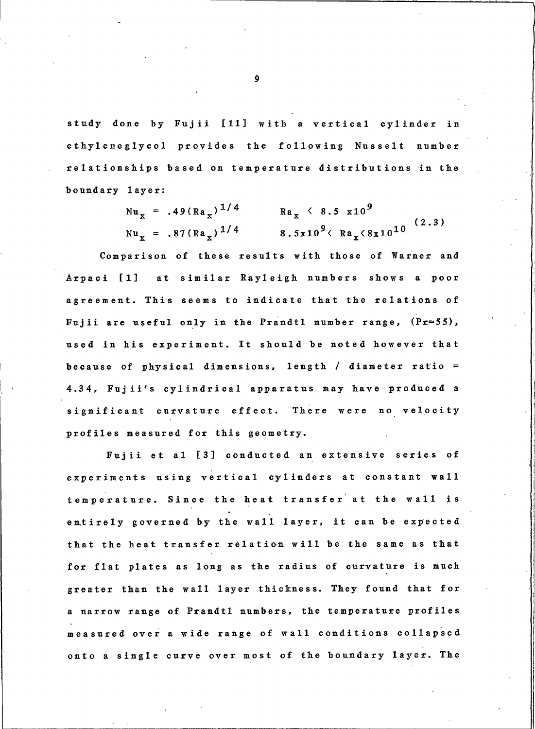study done by Fujii [11] with a vertical cylinder in ethyleneglycol provides the following Nusselt number relationships based on temperature distributions in the boundary layer:

$$
\begin{aligned}
Nu_x &= .49(Ra_x)^{1/4} & Ra_x &< 8.5 \times 10^9 \\
Nu_x &= .87(Ra_x)^{1/4} & 8.5\times 10^9 &< Ra_x < 8\times 10^{10}
\end{aligned}
\qquad (2.3)
$$

Comparison of these results with those of Warner and Arpaci [1] at similar Rayleigh numbers shows a poor agreement. This seems to indicate that the relations of Fujii are useful only in the Prandtl number range, (Pr=55), used in his experiment. It should be noted however that because of physical dimensions, length / diameter ratio = 4.34, Fujii's cylindrical apparatus may have produced a significant curvature effect. There were no velocity profiles measured for this geometry.

Fujii et al [3] conducted an extensive series of experiments using vertical cylinders at constant wall temperature. Since the heat transfer at the wall is entirely governed by the wall layer, it can be expected that the heat transfer relation will be the same as that for flat plates as long as the radius of curvature is much greater than the wall layer thickness. They found that for a narrow range of Prandtl numbers, the temperature profiles measured over a wide range of wall conditions collapsed onto a single curve over most of the boundary layer. The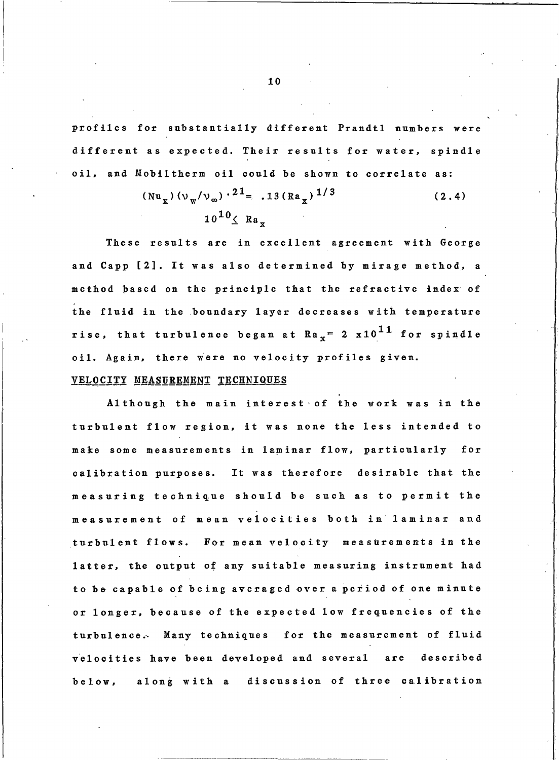profiles for substantially different Prandtl numbers were different as expected. Their results for water, spindle oil, and Mobiltherm oil could be shown to correlate as:

$$(Nu_x)(\nu_w/\nu_\infty)^{.21} = .13(Ra_x)^{1/3} \qquad (2.4)$$

$$10^{10} \leq Ra_x$$

These results are in excellent agreement with George and Capp [2]. It was also determined by mirage method, a method based on the principle that the refractive index of the fluid in the boundary layer decreases with temperature rise, that turbulence began at $Ra_x = 2 \times 10^{11}$ for spindle oil. Again, there were no velocity profiles given.

## VELOCITY MEASUREMENT TECHNIQUES

Although the main interest of the work was in the turbulent flow region, it was none the less intended to make some measurements in laminar flow, particularly for calibration purposes. It was therefore desirable that the measuring technique should be such as to permit the measurement of mean velocities both in laminar and turbulent flows. For mean velocity measurements in the latter, the output of any suitable measuring instrument had to be capable of being averaged over a period of one minute or longer, because of the expected low frequencies of the turbulence. Many techniques for the measurement of fluid velocities have been developed and several are described below, along with a discussion of three calibration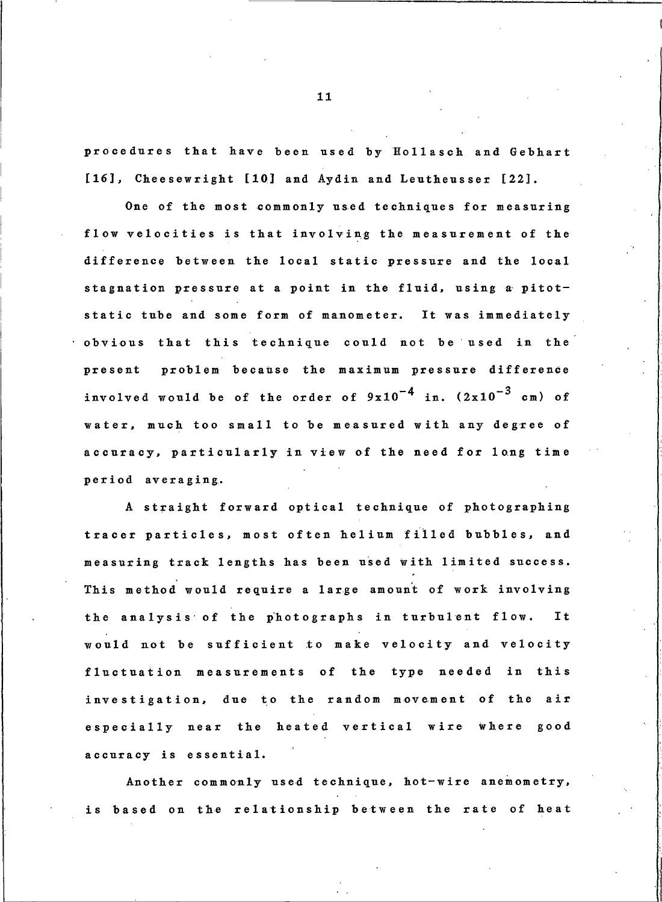procedures that have been used by Hollasch and Gebhart [16], Cheesewright [10] and Aydin and Leutheusser [22].

One of the most commonly used techniques for measuring flow velocities is that involving the measurement of the difference between the local static pressure and the local stagnation pressure at a point in the fluid, using a pitot-static tube and some form of manometer. It was immediately obvious that this technique could not be used in the present problem because the maximum pressure difference involved would be of the order of $9\text{x}10^{-4}$ in. ($2\text{x}10^{-3}$ cm) of water, much too small to be measured with any degree of accuracy, particularly in view of the need for long time period averaging.

A straight forward optical technique of photographing tracer particles, most often helium filled bubbles, and measuring track lengths has been used with limited success. This method would require a large amount of work involving the analysis of the photographs in turbulent flow. It would not be sufficient to make velocity and velocity fluctuation measurements of the type needed in this investigation, due to the random movement of the air especially near the heated vertical wire where good accuracy is essential.

Another commonly used technique, hot-wire anemometry, is based on the relationship between the rate of heat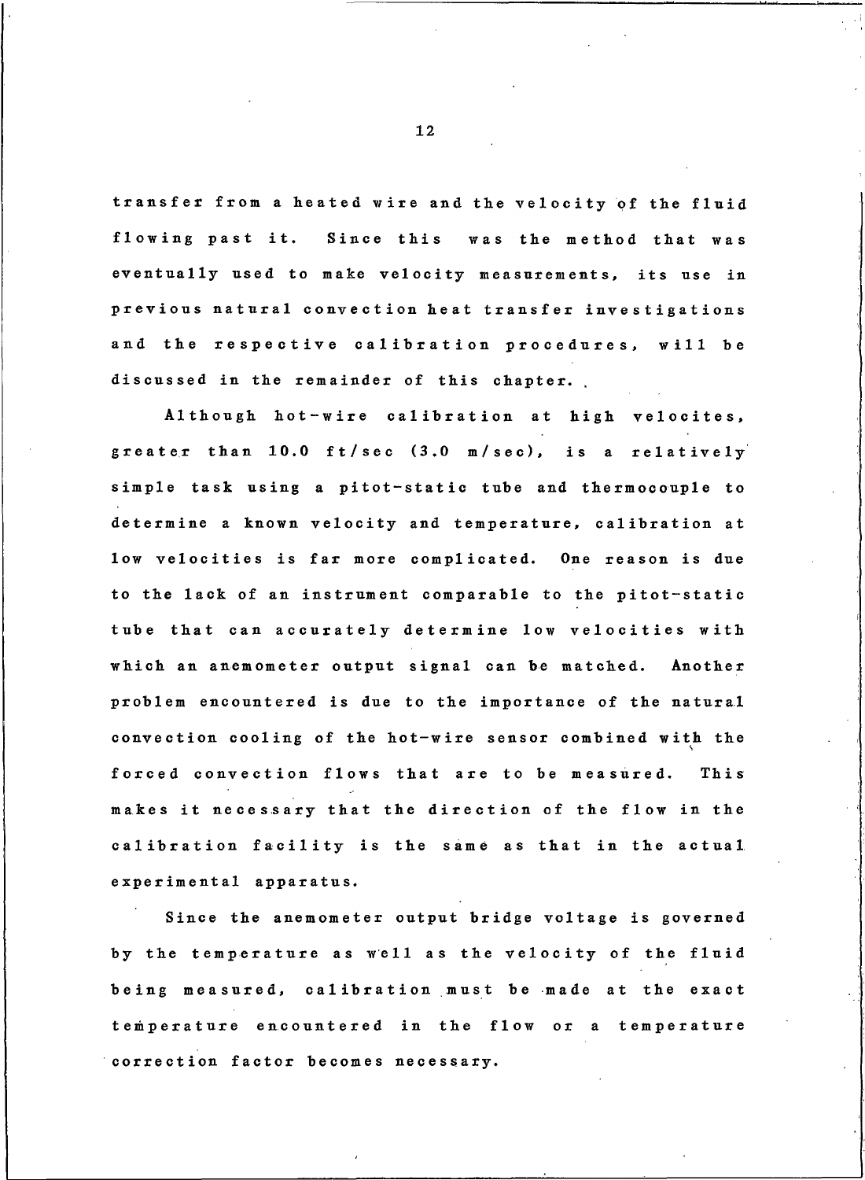transfer from a heated wire and the velocity of the fluid flowing past it. Since this was the method that was eventually used to make velocity measurements, its use in previous natural convection heat transfer investigations and the respective calibration procedures, will be discussed in the remainder of this chapter.

Although hot-wire calibration at high velocites, greater than 10.0 ft/sec (3.0 m/sec), is a relatively simple task using a pitot-static tube and thermocouple to determine a known velocity and temperature, calibration at low velocities is far more complicated. One reason is due to the lack of an instrument comparable to the pitot-static tube that can accurately determine low velocities with which an anemometer output signal can be matched. Another problem encountered is due to the importance of the natural convection cooling of the hot-wire sensor combined with the forced convection flows that are to be measured. This makes it necessary that the direction of the flow in the calibration facility is the same as that in the actual experimental apparatus.

Since the anemometer output bridge voltage is governed by the temperature as well as the velocity of the fluid being measured, calibration must be made at the exact temperature encountered in the flow or a temperature correction factor becomes necessary.